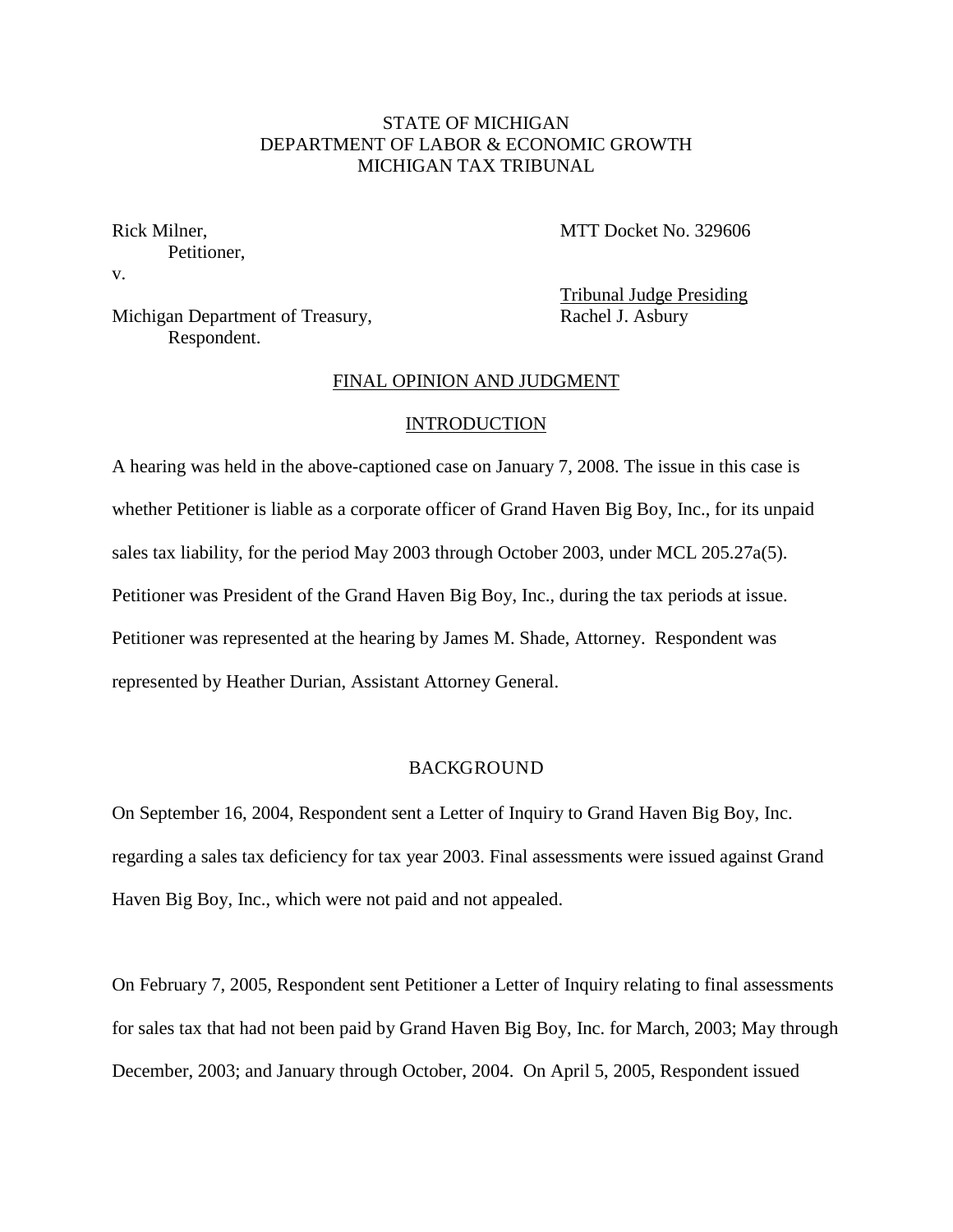STATE OF MICHIGAN
DEPARTMENT OF LABOR & ECONOMIC GROWTH
MICHIGAN TAX TRIBUNAL

Rick Milner,
Petitioner,

v.

Michigan Department of Treasury,
Respondent.

MTT Docket No. 329606

Tribunal Judge Presiding
Rachel J. Asbury

## FINAL OPINION AND JUDGMENT

### INTRODUCTION

A hearing was held in the above-captioned case on January 7, 2008. The issue in this case is whether Petitioner is liable as a corporate officer of Grand Haven Big Boy, Inc., for its unpaid sales tax liability, for the period May 2003 through October 2003, under MCL 205.27a(5). Petitioner was President of the Grand Haven Big Boy, Inc., during the tax periods at issue. Petitioner was represented at the hearing by James M. Shade, Attorney. Respondent was represented by Heather Durian, Assistant Attorney General.

### BACKGROUND

On September 16, 2004, Respondent sent a Letter of Inquiry to Grand Haven Big Boy, Inc. regarding a sales tax deficiency for tax year 2003. Final assessments were issued against Grand Haven Big Boy, Inc., which were not paid and not appealed.

On February 7, 2005, Respondent sent Petitioner a Letter of Inquiry relating to final assessments for sales tax that had not been paid by Grand Haven Big Boy, Inc. for March, 2003; May through December, 2003; and January through October, 2004. On April 5, 2005, Respondent issued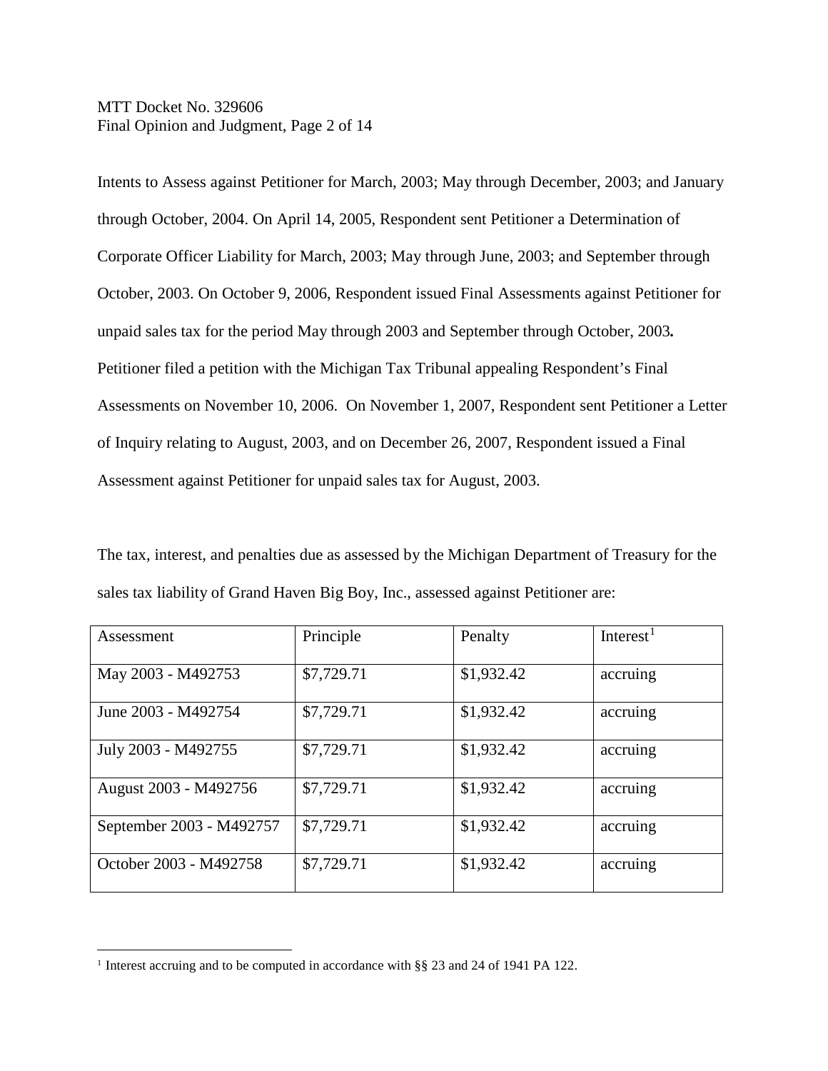Intents to Assess against Petitioner for March, 2003; May through December, 2003; and January through October, 2004. On April 14, 2005, Respondent sent Petitioner a Determination of Corporate Officer Liability for March, 2003; May through June, 2003; and September through October, 2003. On October 9, 2006, Respondent issued Final Assessments against Petitioner for unpaid sales tax for the period May through 2003 and September through October, 2003**.** Petitioner filed a petition with the Michigan Tax Tribunal appealing Respondent's Final Assessments on November 10, 2006. On November 1, 2007, Respondent sent Petitioner a Letter of Inquiry relating to August, 2003, and on December 26, 2007, Respondent issued a Final Assessment against Petitioner for unpaid sales tax for August, 2003.

The tax, interest, and penalties due as assessed by the Michigan Department of Treasury for the sales tax liability of Grand Haven Big Boy, Inc., assessed against Petitioner are:

| Assessment | Principle | Penalty | Interest[1] |
|---|---|---|---|
| May 2003 - M492753 | $7,729.71 | $1,932.42 | accruing |
| June 2003 - M492754 | $7,729.71 | $1,932.42 | accruing |
| July 2003 - M492755 | $7,729.71 | $1,932.42 | accruing |
| August 2003 - M492756 | $7,729.71 | $1,932.42 | accruing |
| September 2003 - M492757 | $7,729.71 | $1,932.42 | accruing |
| October 2003 - M492758 | $7,729.71 | $1,932.42 | accruing |

[1] Interest accruing and to be computed in accordance with §§ 23 and 24 of 1941 PA 122.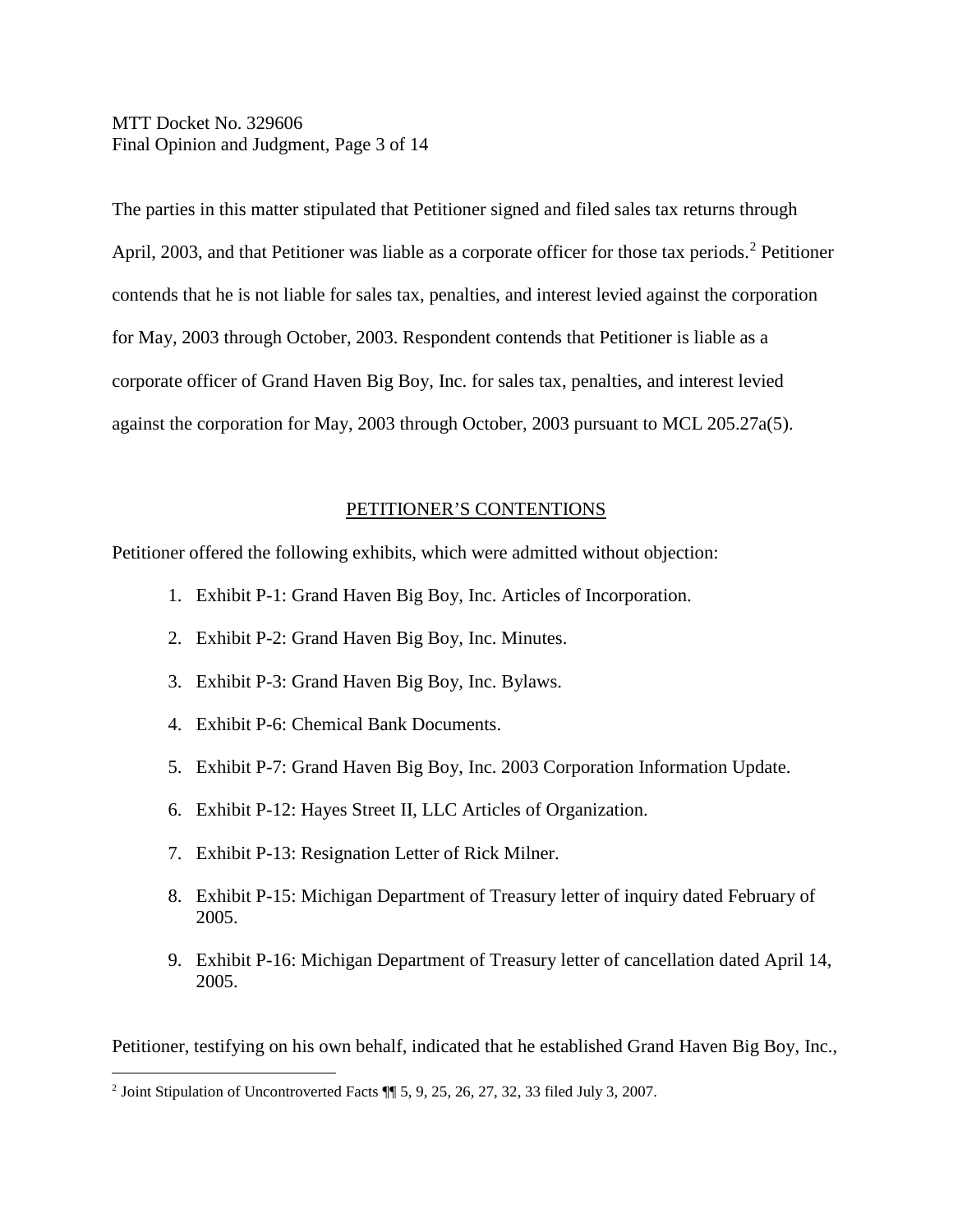The parties in this matter stipulated that Petitioner signed and filed sales tax returns through April, 2003, and that Petitioner was liable as a corporate officer for those tax periods.[2] Petitioner contends that he is not liable for sales tax, penalties, and interest levied against the corporation for May, 2003 through October, 2003. Respondent contends that Petitioner is liable as a corporate officer of Grand Haven Big Boy, Inc. for sales tax, penalties, and interest levied against the corporation for May, 2003 through October, 2003 pursuant to MCL 205.27a(5).

## PETITIONER'S CONTENTIONS

Petitioner offered the following exhibits, which were admitted without objection:

1. Exhibit P-1: Grand Haven Big Boy, Inc. Articles of Incorporation.
2. Exhibit P-2: Grand Haven Big Boy, Inc. Minutes.
3. Exhibit P-3: Grand Haven Big Boy, Inc. Bylaws.
4. Exhibit P-6: Chemical Bank Documents.
5. Exhibit P-7: Grand Haven Big Boy, Inc. 2003 Corporation Information Update.
6. Exhibit P-12: Hayes Street II, LLC Articles of Organization.
7. Exhibit P-13: Resignation Letter of Rick Milner.
8. Exhibit P-15: Michigan Department of Treasury letter of inquiry dated February of 2005.
9. Exhibit P-16: Michigan Department of Treasury letter of cancellation dated April 14, 2005.

Petitioner, testifying on his own behalf, indicated that he established Grand Haven Big Boy, Inc.,

[2] Joint Stipulation of Uncontroverted Facts ¶¶ 5, 9, 25, 26, 27, 32, 33 filed July 3, 2007.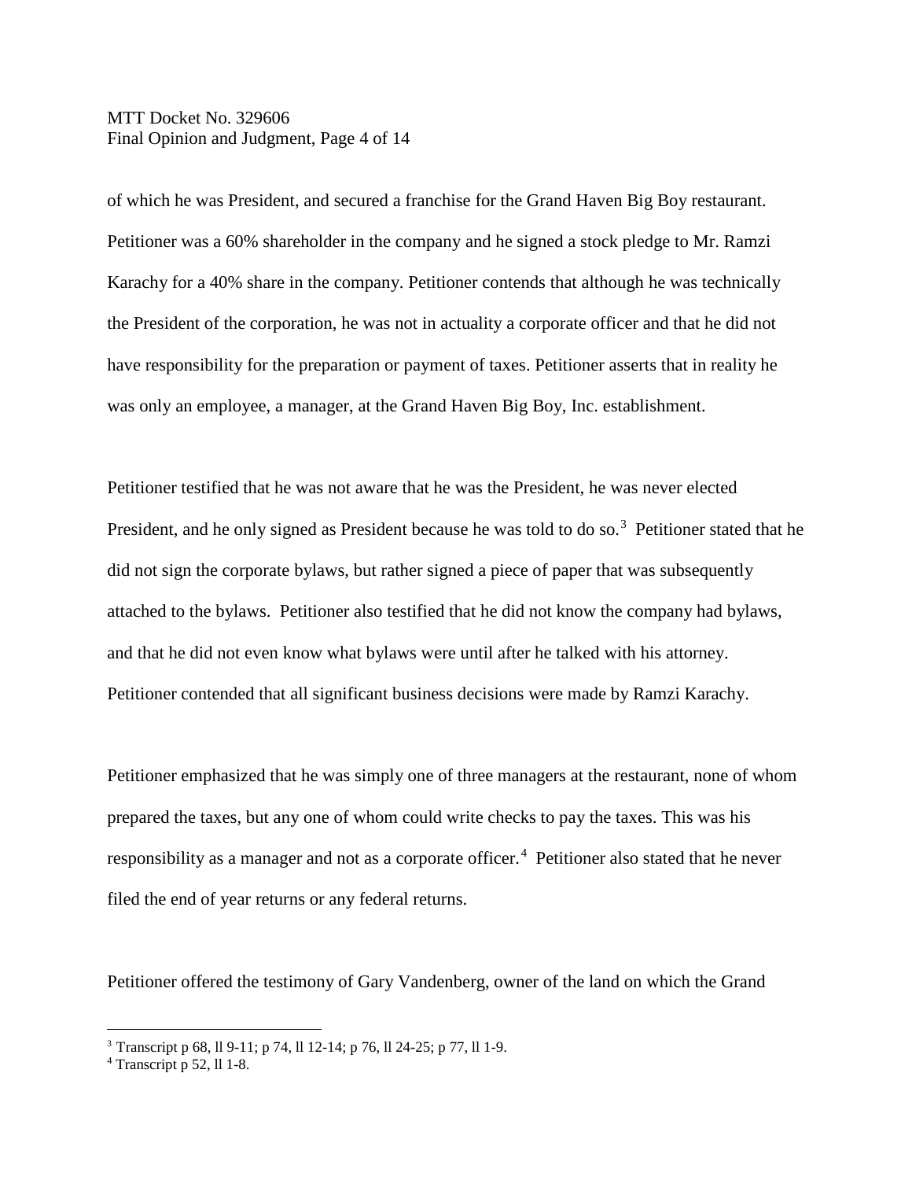of which he was President, and secured a franchise for the Grand Haven Big Boy restaurant. Petitioner was a 60% shareholder in the company and he signed a stock pledge to Mr. Ramzi Karachy for a 40% share in the company. Petitioner contends that although he was technically the President of the corporation, he was not in actuality a corporate officer and that he did not have responsibility for the preparation or payment of taxes. Petitioner asserts that in reality he was only an employee, a manager, at the Grand Haven Big Boy, Inc. establishment.

Petitioner testified that he was not aware that he was the President, he was never elected President, and he only signed as President because he was told to do so.[3] Petitioner stated that he did not sign the corporate bylaws, but rather signed a piece of paper that was subsequently attached to the bylaws. Petitioner also testified that he did not know the company had bylaws, and that he did not even know what bylaws were until after he talked with his attorney. Petitioner contended that all significant business decisions were made by Ramzi Karachy.

Petitioner emphasized that he was simply one of three managers at the restaurant, none of whom prepared the taxes, but any one of whom could write checks to pay the taxes. This was his responsibility as a manager and not as a corporate officer.[4] Petitioner also stated that he never filed the end of year returns or any federal returns.

Petitioner offered the testimony of Gary Vandenberg, owner of the land on which the Grand

---

[3] Transcript p 68, ll 9-11; p 74, ll 12-14; p 76, ll 24-25; p 77, ll 1-9.

[4] Transcript p 52, ll 1-8.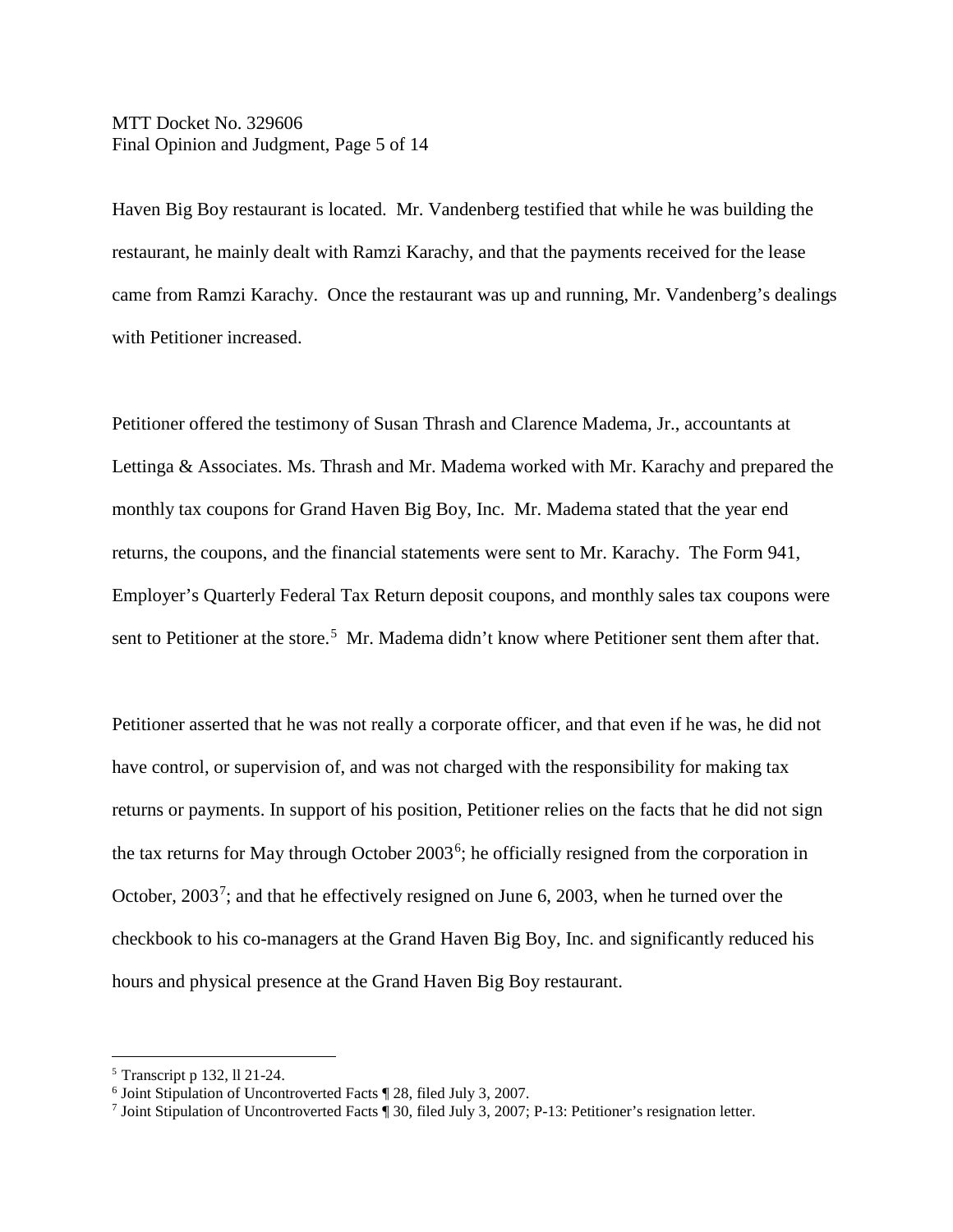Haven Big Boy restaurant is located. Mr. Vandenberg testified that while he was building the restaurant, he mainly dealt with Ramzi Karachy, and that the payments received for the lease came from Ramzi Karachy. Once the restaurant was up and running, Mr. Vandenberg's dealings with Petitioner increased.

Petitioner offered the testimony of Susan Thrash and Clarence Madema, Jr., accountants at Lettinga & Associates. Ms. Thrash and Mr. Madema worked with Mr. Karachy and prepared the monthly tax coupons for Grand Haven Big Boy, Inc. Mr. Madema stated that the year end returns, the coupons, and the financial statements were sent to Mr. Karachy. The Form 941, Employer's Quarterly Federal Tax Return deposit coupons, and monthly sales tax coupons were sent to Petitioner at the store.[5] Mr. Madema didn't know where Petitioner sent them after that.

Petitioner asserted that he was not really a corporate officer, and that even if he was, he did not have control, or supervision of, and was not charged with the responsibility for making tax returns or payments. In support of his position, Petitioner relies on the facts that he did not sign the tax returns for May through October 2003[6]; he officially resigned from the corporation in October, 2003[7]; and that he effectively resigned on June 6, 2003, when he turned over the checkbook to his co-managers at the Grand Haven Big Boy, Inc. and significantly reduced his hours and physical presence at the Grand Haven Big Boy restaurant.

---

[5] Transcript p 132, ll 21-24.

[6] Joint Stipulation of Uncontroverted Facts ¶ 28, filed July 3, 2007.

[7] Joint Stipulation of Uncontroverted Facts ¶ 30, filed July 3, 2007; P-13: Petitioner's resignation letter.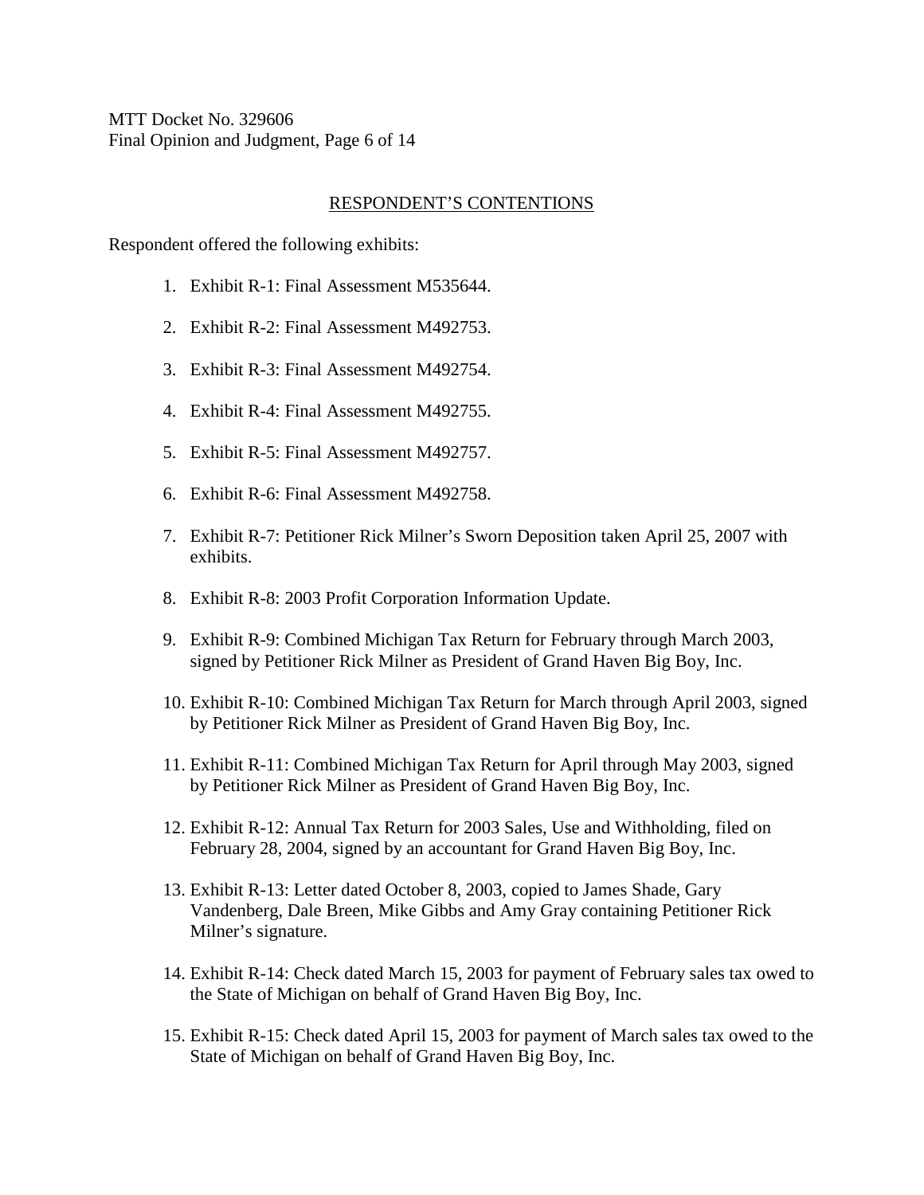## RESPONDENT'S CONTENTIONS

Respondent offered the following exhibits:

1. Exhibit R-1: Final Assessment M535644.
2. Exhibit R-2: Final Assessment M492753.
3. Exhibit R-3: Final Assessment M492754.
4. Exhibit R-4: Final Assessment M492755.
5. Exhibit R-5: Final Assessment M492757.
6. Exhibit R-6: Final Assessment M492758.
7. Exhibit R-7: Petitioner Rick Milner's Sworn Deposition taken April 25, 2007 with exhibits.
8. Exhibit R-8: 2003 Profit Corporation Information Update.
9. Exhibit R-9: Combined Michigan Tax Return for February through March 2003, signed by Petitioner Rick Milner as President of Grand Haven Big Boy, Inc.
10. Exhibit R-10: Combined Michigan Tax Return for March through April 2003, signed by Petitioner Rick Milner as President of Grand Haven Big Boy, Inc.
11. Exhibit R-11: Combined Michigan Tax Return for April through May 2003, signed by Petitioner Rick Milner as President of Grand Haven Big Boy, Inc.
12. Exhibit R-12: Annual Tax Return for 2003 Sales, Use and Withholding, filed on February 28, 2004, signed by an accountant for Grand Haven Big Boy, Inc.
13. Exhibit R-13: Letter dated October 8, 2003, copied to James Shade, Gary Vandenberg, Dale Breen, Mike Gibbs and Amy Gray containing Petitioner Rick Milner's signature.
14. Exhibit R-14: Check dated March 15, 2003 for payment of February sales tax owed to the State of Michigan on behalf of Grand Haven Big Boy, Inc.
15. Exhibit R-15: Check dated April 15, 2003 for payment of March sales tax owed to the State of Michigan on behalf of Grand Haven Big Boy, Inc.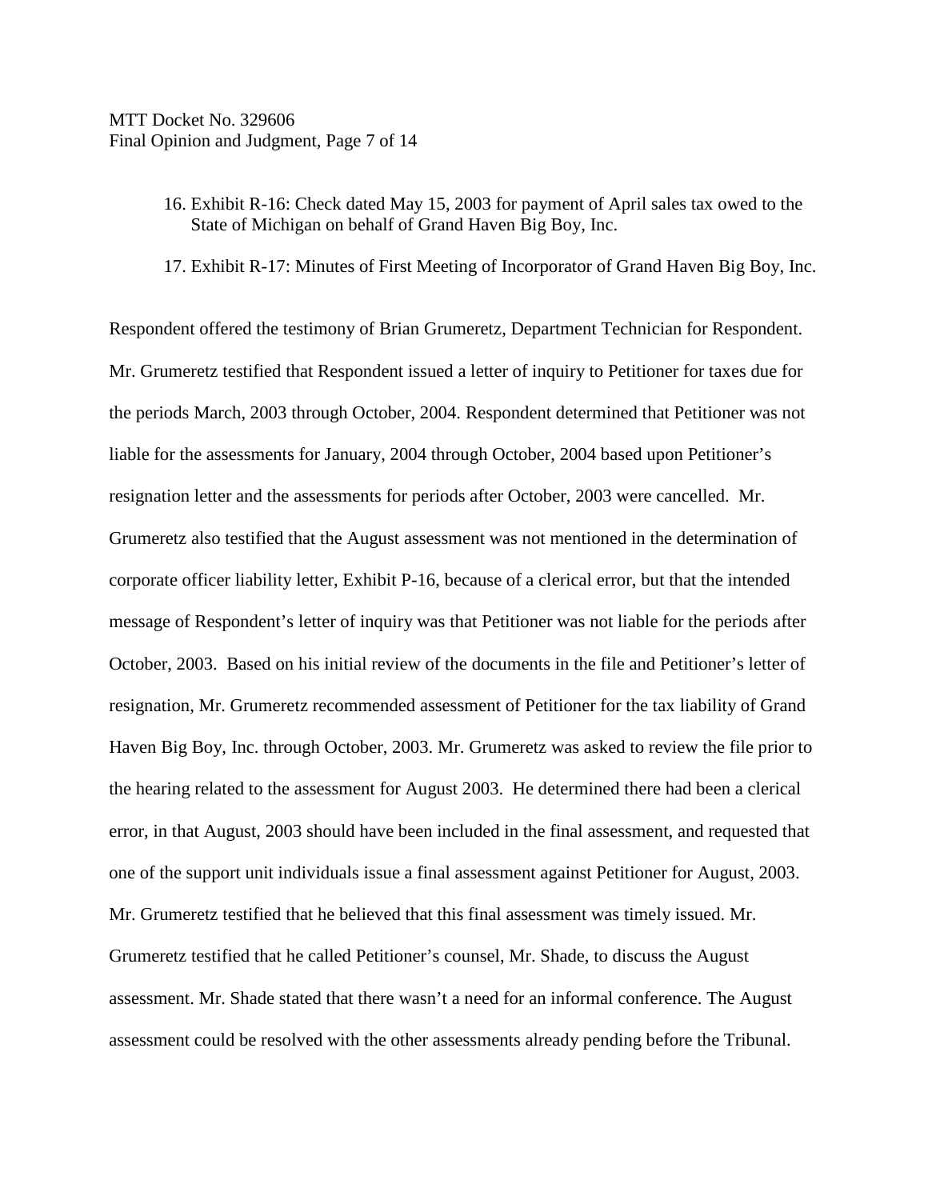16. Exhibit R-16: Check dated May 15, 2003 for payment of April sales tax owed to the State of Michigan on behalf of Grand Haven Big Boy, Inc.

17. Exhibit R-17: Minutes of First Meeting of Incorporator of Grand Haven Big Boy, Inc.

Respondent offered the testimony of Brian Grumeretz, Department Technician for Respondent. Mr. Grumeretz testified that Respondent issued a letter of inquiry to Petitioner for taxes due for the periods March, 2003 through October, 2004. Respondent determined that Petitioner was not liable for the assessments for January, 2004 through October, 2004 based upon Petitioner's resignation letter and the assessments for periods after October, 2003 were cancelled. Mr. Grumeretz also testified that the August assessment was not mentioned in the determination of corporate officer liability letter, Exhibit P-16, because of a clerical error, but that the intended message of Respondent's letter of inquiry was that Petitioner was not liable for the periods after October, 2003. Based on his initial review of the documents in the file and Petitioner's letter of resignation, Mr. Grumeretz recommended assessment of Petitioner for the tax liability of Grand Haven Big Boy, Inc. through October, 2003. Mr. Grumeretz was asked to review the file prior to the hearing related to the assessment for August 2003. He determined there had been a clerical error, in that August, 2003 should have been included in the final assessment, and requested that one of the support unit individuals issue a final assessment against Petitioner for August, 2003. Mr. Grumeretz testified that he believed that this final assessment was timely issued. Mr. Grumeretz testified that he called Petitioner's counsel, Mr. Shade, to discuss the August assessment. Mr. Shade stated that there wasn't a need for an informal conference. The August assessment could be resolved with the other assessments already pending before the Tribunal.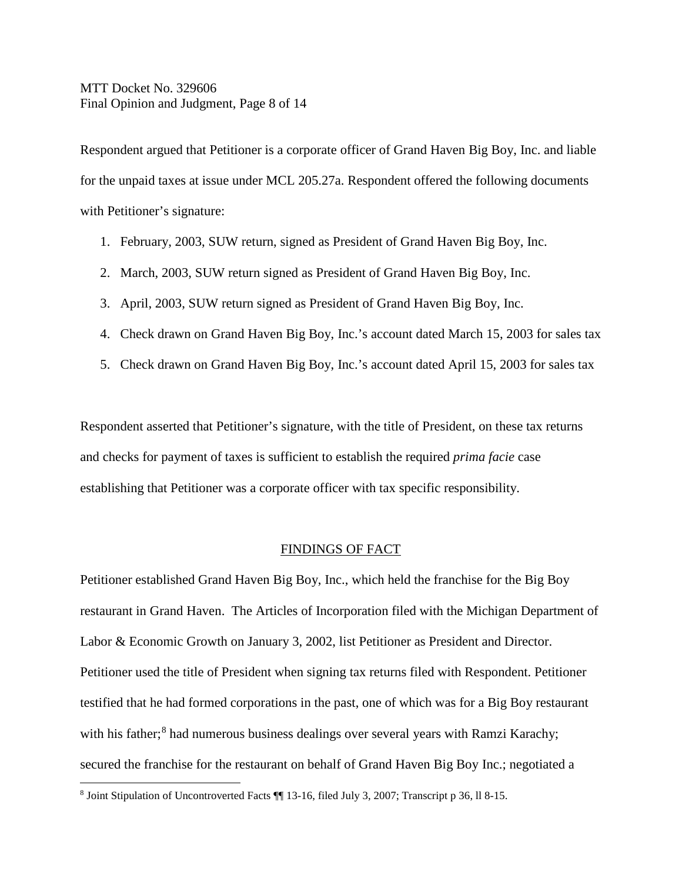Respondent argued that Petitioner is a corporate officer of Grand Haven Big Boy, Inc. and liable for the unpaid taxes at issue under MCL 205.27a. Respondent offered the following documents with Petitioner's signature:

1. February, 2003, SUW return, signed as President of Grand Haven Big Boy, Inc.
2. March, 2003, SUW return signed as President of Grand Haven Big Boy, Inc.
3. April, 2003, SUW return signed as President of Grand Haven Big Boy, Inc.
4. Check drawn on Grand Haven Big Boy, Inc.'s account dated March 15, 2003 for sales tax
5. Check drawn on Grand Haven Big Boy, Inc.'s account dated April 15, 2003 for sales tax

Respondent asserted that Petitioner's signature, with the title of President, on these tax returns and checks for payment of taxes is sufficient to establish the required *prima facie* case establishing that Petitioner was a corporate officer with tax specific responsibility.

## FINDINGS OF FACT

Petitioner established Grand Haven Big Boy, Inc., which held the franchise for the Big Boy restaurant in Grand Haven. The Articles of Incorporation filed with the Michigan Department of Labor & Economic Growth on January 3, 2002, list Petitioner as President and Director. Petitioner used the title of President when signing tax returns filed with Respondent. Petitioner testified that he had formed corporations in the past, one of which was for a Big Boy restaurant with his father;[8] had numerous business dealings over several years with Ramzi Karachy; secured the franchise for the restaurant on behalf of Grand Haven Big Boy Inc.; negotiated a

[8] Joint Stipulation of Uncontroverted Facts ¶¶ 13-16, filed July 3, 2007; Transcript p 36, ll 8-15.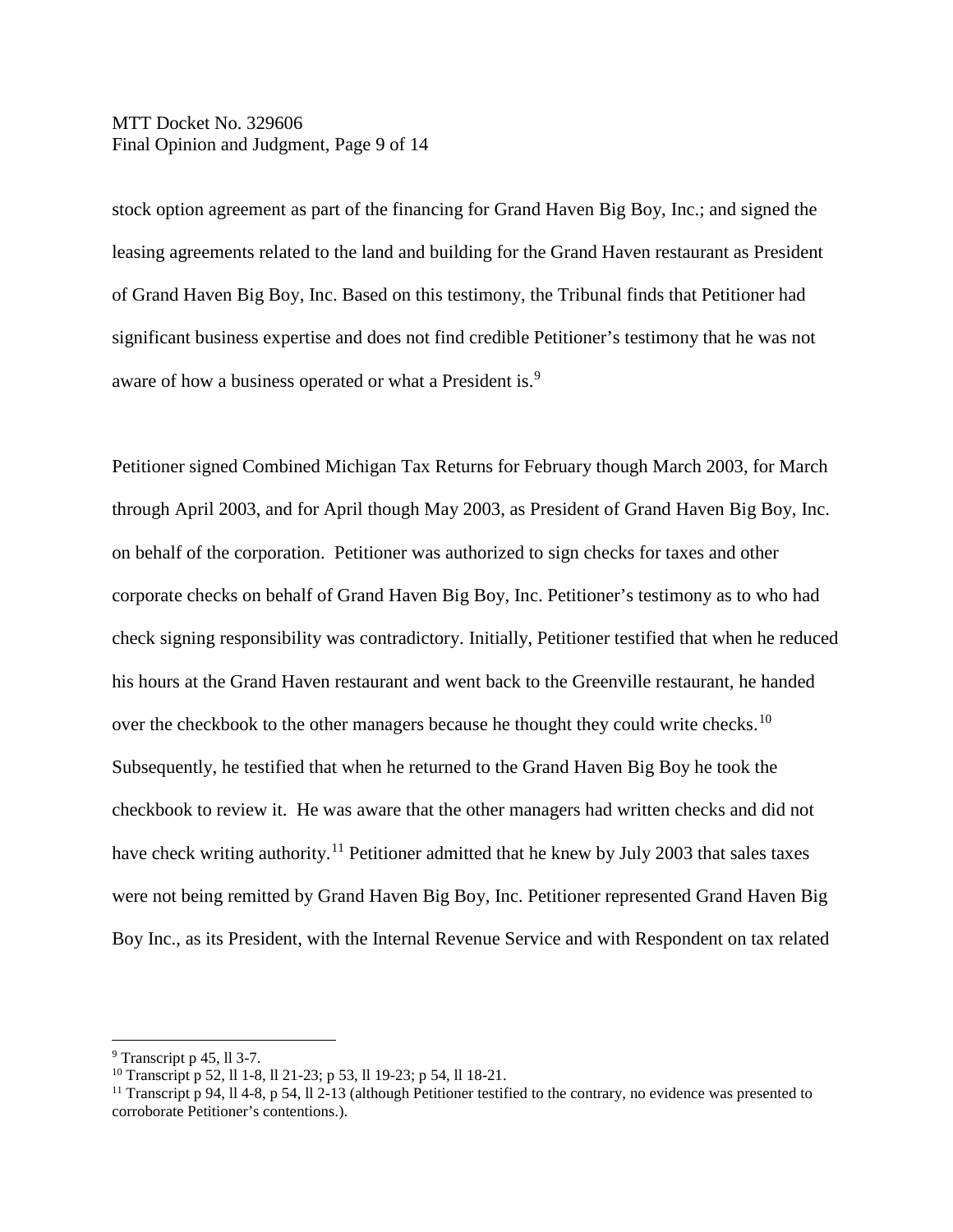stock option agreement as part of the financing for Grand Haven Big Boy, Inc.; and signed the leasing agreements related to the land and building for the Grand Haven restaurant as President of Grand Haven Big Boy, Inc. Based on this testimony, the Tribunal finds that Petitioner had significant business expertise and does not find credible Petitioner's testimony that he was not aware of how a business operated or what a President is.[9]

Petitioner signed Combined Michigan Tax Returns for February though March 2003, for March through April 2003, and for April though May 2003, as President of Grand Haven Big Boy, Inc. on behalf of the corporation. Petitioner was authorized to sign checks for taxes and other corporate checks on behalf of Grand Haven Big Boy, Inc. Petitioner's testimony as to who had check signing responsibility was contradictory. Initially, Petitioner testified that when he reduced his hours at the Grand Haven restaurant and went back to the Greenville restaurant, he handed over the checkbook to the other managers because he thought they could write checks.[10] Subsequently, he testified that when he returned to the Grand Haven Big Boy he took the checkbook to review it. He was aware that the other managers had written checks and did not have check writing authority.[11] Petitioner admitted that he knew by July 2003 that sales taxes were not being remitted by Grand Haven Big Boy, Inc. Petitioner represented Grand Haven Big Boy Inc., as its President, with the Internal Revenue Service and with Respondent on tax related

---

[9] Transcript p 45, ll 3-7.

[10] Transcript p 52, ll 1-8, ll 21-23; p 53, ll 19-23; p 54, ll 18-21.

[11] Transcript p 94, ll 4-8, p 54, ll 2-13 (although Petitioner testified to the contrary, no evidence was presented to corroborate Petitioner's contentions.).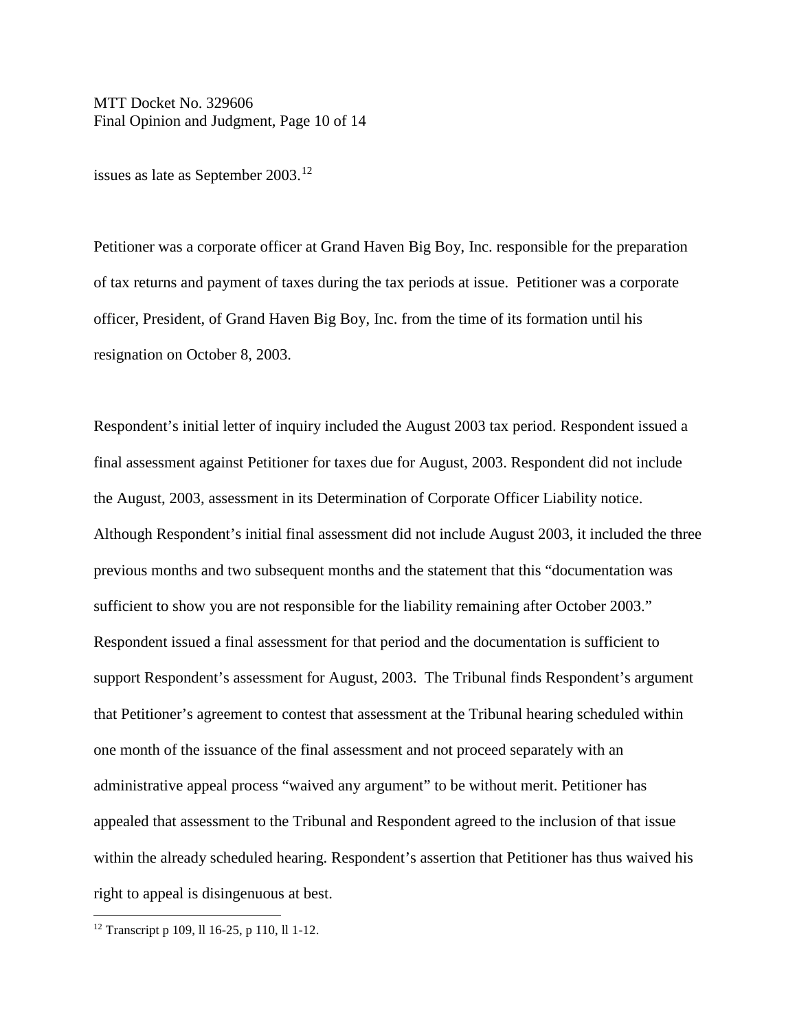issues as late as September 2003.[12]

Petitioner was a corporate officer at Grand Haven Big Boy, Inc. responsible for the preparation of tax returns and payment of taxes during the tax periods at issue. Petitioner was a corporate officer, President, of Grand Haven Big Boy, Inc. from the time of its formation until his resignation on October 8, 2003.

Respondent's initial letter of inquiry included the August 2003 tax period. Respondent issued a final assessment against Petitioner for taxes due for August, 2003. Respondent did not include the August, 2003, assessment in its Determination of Corporate Officer Liability notice. Although Respondent's initial final assessment did not include August 2003, it included the three previous months and two subsequent months and the statement that this "documentation was sufficient to show you are not responsible for the liability remaining after October 2003." Respondent issued a final assessment for that period and the documentation is sufficient to support Respondent's assessment for August, 2003. The Tribunal finds Respondent's argument that Petitioner's agreement to contest that assessment at the Tribunal hearing scheduled within one month of the issuance of the final assessment and not proceed separately with an administrative appeal process "waived any argument" to be without merit. Petitioner has appealed that assessment to the Tribunal and Respondent agreed to the inclusion of that issue within the already scheduled hearing. Respondent's assertion that Petitioner has thus waived his right to appeal is disingenuous at best.

[12] Transcript p 109, ll 16-25, p 110, ll 1-12.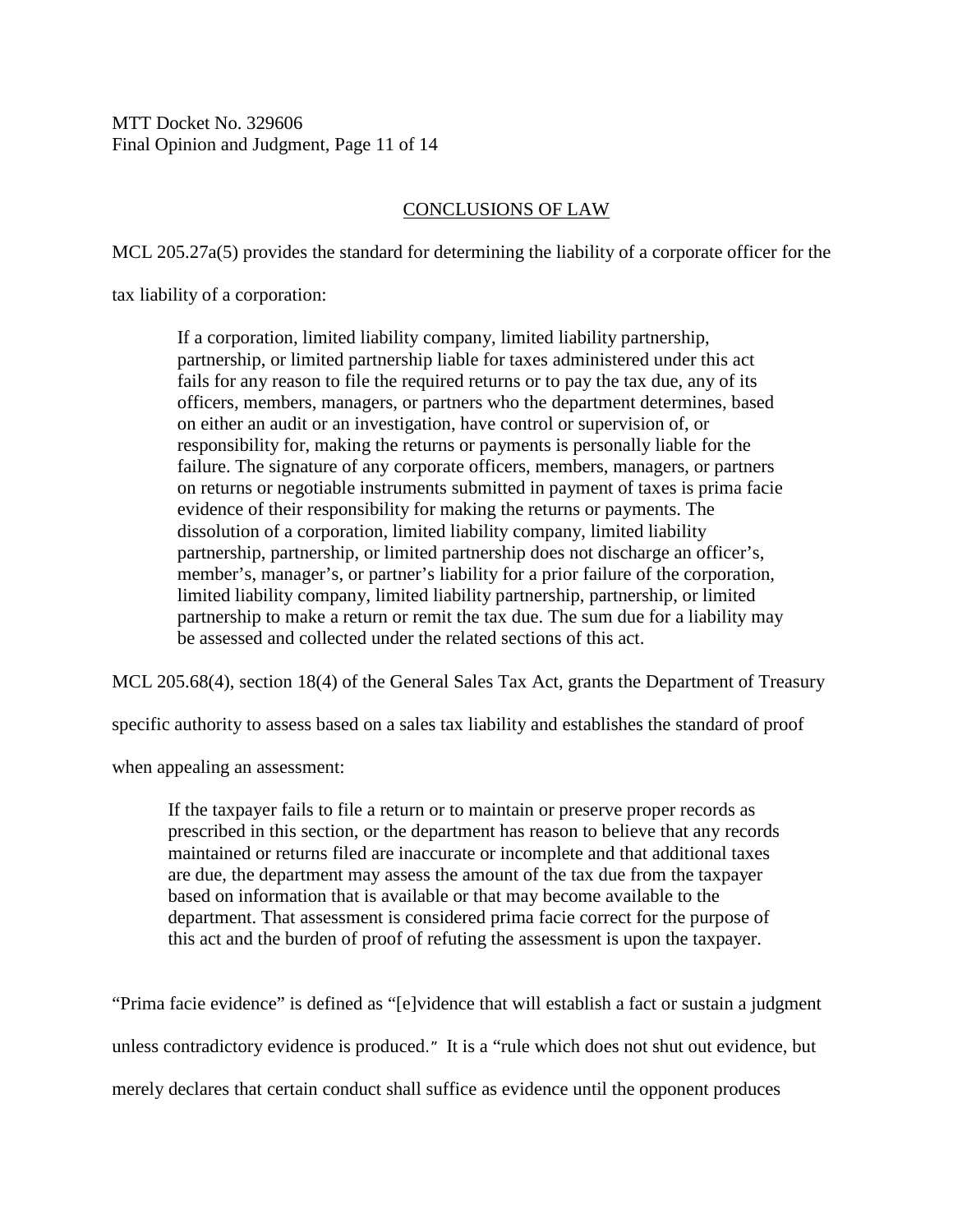## CONCLUSIONS OF LAW

MCL 205.27a(5) provides the standard for determining the liability of a corporate officer for the tax liability of a corporation:

> If a corporation, limited liability company, limited liability partnership, partnership, or limited partnership liable for taxes administered under this act fails for any reason to file the required returns or to pay the tax due, any of its officers, members, managers, or partners who the department determines, based on either an audit or an investigation, have control or supervision of, or responsibility for, making the returns or payments is personally liable for the failure. The signature of any corporate officers, members, managers, or partners on returns or negotiable instruments submitted in payment of taxes is prima facie evidence of their responsibility for making the returns or payments. The dissolution of a corporation, limited liability company, limited liability partnership, partnership, or limited partnership does not discharge an officer's, member's, manager's, or partner's liability for a prior failure of the corporation, limited liability company, limited liability partnership, partnership, or limited partnership to make a return or remit the tax due. The sum due for a liability may be assessed and collected under the related sections of this act.

MCL 205.68(4), section 18(4) of the General Sales Tax Act, grants the Department of Treasury specific authority to assess based on a sales tax liability and establishes the standard of proof when appealing an assessment:

> If the taxpayer fails to file a return or to maintain or preserve proper records as prescribed in this section, or the department has reason to believe that any records maintained or returns filed are inaccurate or incomplete and that additional taxes are due, the department may assess the amount of the tax due from the taxpayer based on information that is available or that may become available to the department. That assessment is considered prima facie correct for the purpose of this act and the burden of proof of refuting the assessment is upon the taxpayer.

"Prima facie evidence" is defined as "[e]vidence that will establish a fact or sustain a judgment unless contradictory evidence is produced." It is a "rule which does not shut out evidence, but merely declares that certain conduct shall suffice as evidence until the opponent produces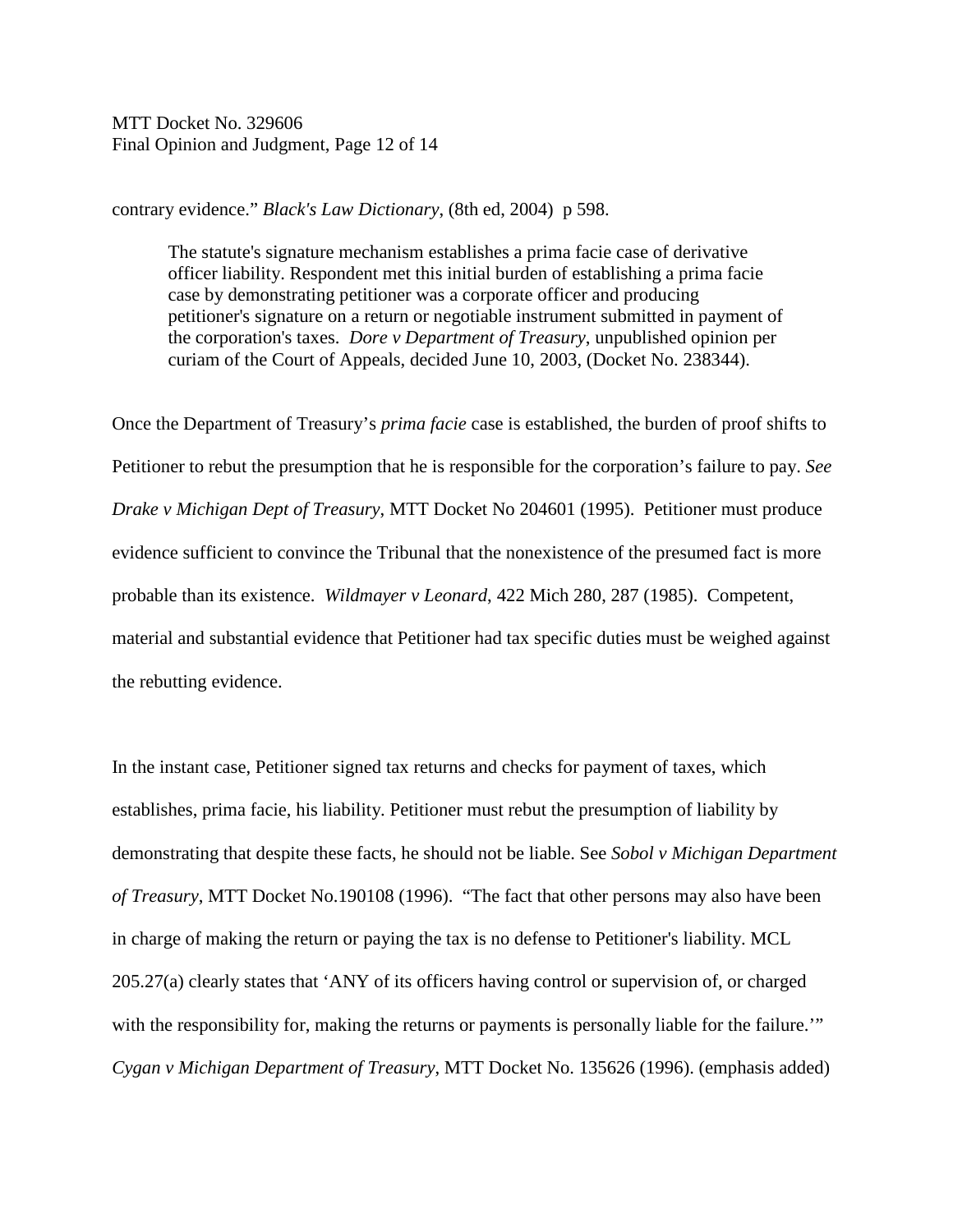contrary evidence." *Black's Law Dictionary*, (8th ed, 2004) p 598.

> The statute's signature mechanism establishes a prima facie case of derivative officer liability. Respondent met this initial burden of establishing a prima facie case by demonstrating petitioner was a corporate officer and producing petitioner's signature on a return or negotiable instrument submitted in payment of the corporation's taxes. *Dore v Department of Treasury*, unpublished opinion per curiam of the Court of Appeals, decided June 10, 2003, (Docket No. 238344).

Once the Department of Treasury's *prima facie* case is established, the burden of proof shifts to Petitioner to rebut the presumption that he is responsible for the corporation's failure to pay. *See Drake v Michigan Dept of Treasury*, MTT Docket No 204601 (1995). Petitioner must produce evidence sufficient to convince the Tribunal that the nonexistence of the presumed fact is more probable than its existence. *Wildmayer v Leonard*, 422 Mich 280, 287 (1985). Competent, material and substantial evidence that Petitioner had tax specific duties must be weighed against the rebutting evidence.

In the instant case, Petitioner signed tax returns and checks for payment of taxes, which establishes, prima facie, his liability. Petitioner must rebut the presumption of liability by demonstrating that despite these facts, he should not be liable. See *Sobol v Michigan Department of Treasury*, MTT Docket No.190108 (1996). "The fact that other persons may also have been in charge of making the return or paying the tax is no defense to Petitioner's liability. MCL 205.27(a) clearly states that 'ANY of its officers having control or supervision of, or charged with the responsibility for, making the returns or payments is personally liable for the failure.'" *Cygan v Michigan Department of Treasury*, MTT Docket No. 135626 (1996). (emphasis added)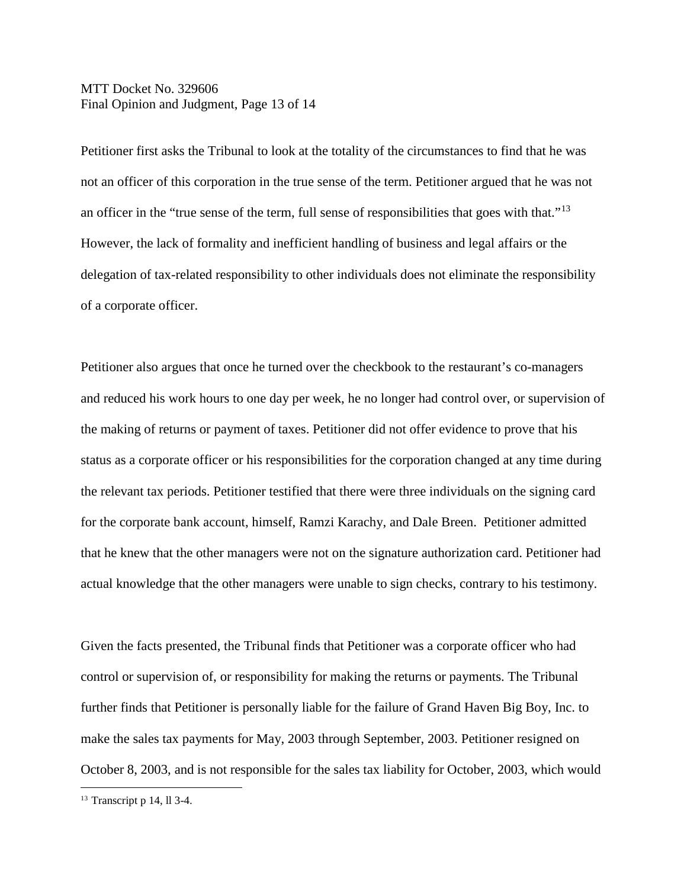Petitioner first asks the Tribunal to look at the totality of the circumstances to find that he was not an officer of this corporation in the true sense of the term. Petitioner argued that he was not an officer in the "true sense of the term, full sense of responsibilities that goes with that."[13] However, the lack of formality and inefficient handling of business and legal affairs or the delegation of tax-related responsibility to other individuals does not eliminate the responsibility of a corporate officer.

Petitioner also argues that once he turned over the checkbook to the restaurant's co-managers and reduced his work hours to one day per week, he no longer had control over, or supervision of the making of returns or payment of taxes. Petitioner did not offer evidence to prove that his status as a corporate officer or his responsibilities for the corporation changed at any time during the relevant tax periods. Petitioner testified that there were three individuals on the signing card for the corporate bank account, himself, Ramzi Karachy, and Dale Breen. Petitioner admitted that he knew that the other managers were not on the signature authorization card. Petitioner had actual knowledge that the other managers were unable to sign checks, contrary to his testimony.

Given the facts presented, the Tribunal finds that Petitioner was a corporate officer who had control or supervision of, or responsibility for making the returns or payments. The Tribunal further finds that Petitioner is personally liable for the failure of Grand Haven Big Boy, Inc. to make the sales tax payments for May, 2003 through September, 2003. Petitioner resigned on October 8, 2003, and is not responsible for the sales tax liability for October, 2003, which would

[13] Transcript p 14, ll 3-4.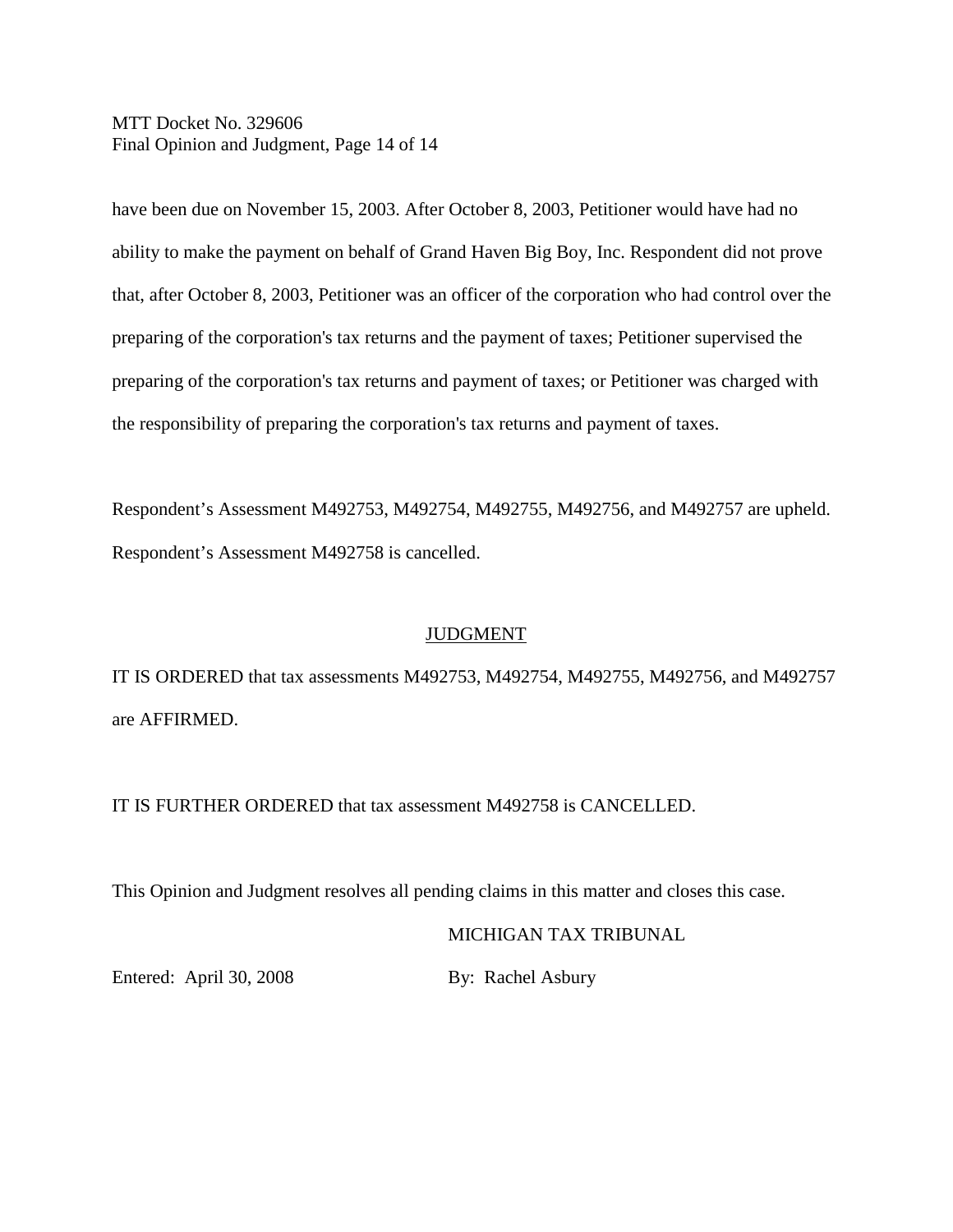have been due on November 15, 2003. After October 8, 2003, Petitioner would have had no ability to make the payment on behalf of Grand Haven Big Boy, Inc. Respondent did not prove that, after October 8, 2003, Petitioner was an officer of the corporation who had control over the preparing of the corporation's tax returns and the payment of taxes; Petitioner supervised the preparing of the corporation's tax returns and payment of taxes; or Petitioner was charged with the responsibility of preparing the corporation's tax returns and payment of taxes.

Respondent's Assessment M492753, M492754, M492755, M492756, and M492757 are upheld. Respondent's Assessment M492758 is cancelled.

## JUDGMENT

IT IS ORDERED that tax assessments M492753, M492754, M492755, M492756, and M492757 are AFFIRMED.

IT IS FURTHER ORDERED that tax assessment M492758 is CANCELLED.

This Opinion and Judgment resolves all pending claims in this matter and closes this case.

MICHIGAN TAX TRIBUNAL

Entered: April 30, 2008 By: Rachel Asbury